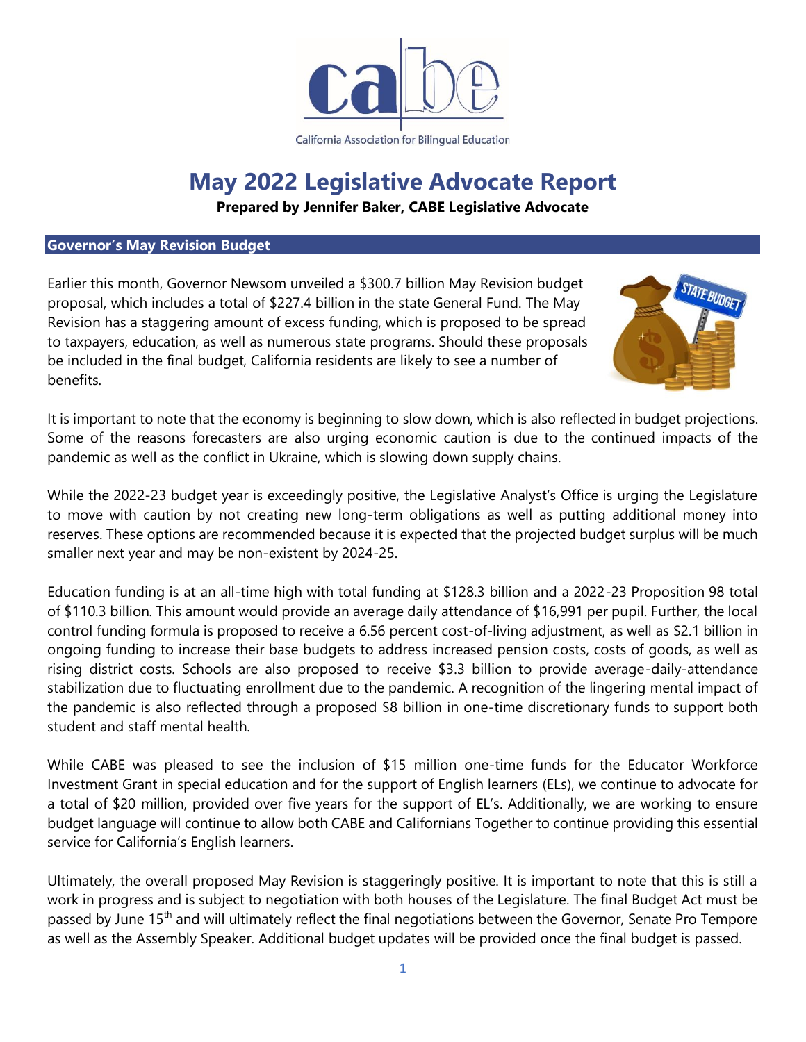California Association for Bilingual Education

# May 2022 Legislative Advocate Report

**Prepared by Jennifer Baker, CABE Legislative Advocate**

## Governor's May Revision Budget

Earlier this month, Governor Newsom unveiled a $300.7 billion May Revision budget proposal, which includes a total of $227.4 billion in the state General Fund. The May Revision has a staggering amount of excess funding, which is proposed to be spread to taxpayers, education, as well as numerous state programs. Should these proposals be included in the final budget, California residents are likely to see a number of benefits.

It is important to note that the economy is beginning to slow down, which is also reflected in budget projections. Some of the reasons forecasters are also urging economic caution is due to the continued impacts of the pandemic as well as the conflict in Ukraine, which is slowing down supply chains.

While the 2022-23 budget year is exceedingly positive, the Legislative Analyst's Office is urging the Legislature to move with caution by not creating new long-term obligations as well as putting additional money into reserves. These options are recommended because it is expected that the projected budget surplus will be much smaller next year and may be non-existent by 2024-25.

Education funding is at an all-time high with total funding at $128.3 billion and a 2022-23 Proposition 98 total of $110.3 billion. This amount would provide an average daily attendance of $16,991 per pupil. Further, the local control funding formula is proposed to receive a 6.56 percent cost-of-living adjustment, as well as $2.1 billion in ongoing funding to increase their base budgets to address increased pension costs, costs of goods, as well as rising district costs. Schools are also proposed to receive $3.3 billion to provide average-daily-attendance stabilization due to fluctuating enrollment due to the pandemic. A recognition of the lingering mental impact of the pandemic is also reflected through a proposed $8 billion in one-time discretionary funds to support both student and staff mental health.

While CABE was pleased to see the inclusion of $15 million one-time funds for the Educator Workforce Investment Grant in special education and for the support of English learners (ELs), we continue to advocate for a total of $20 million, provided over five years for the support of EL's. Additionally, we are working to ensure budget language will continue to allow both CABE and Californians Together to continue providing this essential service for California's English learners.

Ultimately, the overall proposed May Revision is staggeringly positive. It is important to note that this is still a work in progress and is subject to negotiation with both houses of the Legislature. The final Budget Act must be passed by June 15th and will ultimately reflect the final negotiations between the Governor, Senate Pro Tempore as well as the Assembly Speaker. Additional budget updates will be provided once the final budget is passed.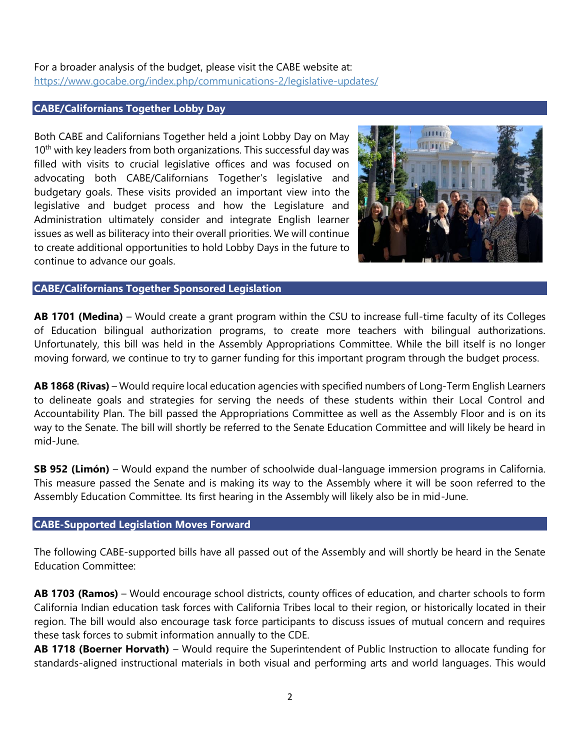For a broader analysis of the budget, please visit the CABE website at: https://www.gocabe.org/index.php/communications-2/legislative-updates/

## CABE/Californians Together Lobby Day

Both CABE and Californians Together held a joint Lobby Day on May 10th with key leaders from both organizations. This successful day was filled with visits to crucial legislative offices and was focused on advocating both CABE/Californians Together's legislative and budgetary goals. These visits provided an important view into the legislative and budget process and how the Legislature and Administration ultimately consider and integrate English learner issues as well as biliteracy into their overall priorities. We will continue to create additional opportunities to hold Lobby Days in the future to continue to advance our goals.

## CABE/Californians Together Sponsored Legislation

**AB 1701 (Medina)** – Would create a grant program within the CSU to increase full-time faculty of its Colleges of Education bilingual authorization programs, to create more teachers with bilingual authorizations. Unfortunately, this bill was held in the Assembly Appropriations Committee. While the bill itself is no longer moving forward, we continue to try to garner funding for this important program through the budget process.

**AB 1868 (Rivas)** – Would require local education agencies with specified numbers of Long-Term English Learners to delineate goals and strategies for serving the needs of these students within their Local Control and Accountability Plan. The bill passed the Appropriations Committee as well as the Assembly Floor and is on its way to the Senate. The bill will shortly be referred to the Senate Education Committee and will likely be heard in mid-June.

**SB 952 (Limón)** – Would expand the number of schoolwide dual-language immersion programs in California. This measure passed the Senate and is making its way to the Assembly where it will be soon referred to the Assembly Education Committee. Its first hearing in the Assembly will likely also be in mid-June.

## CABE-Supported Legislation Moves Forward

The following CABE-supported bills have all passed out of the Assembly and will shortly be heard in the Senate Education Committee:

**AB 1703 (Ramos)** – Would encourage school districts, county offices of education, and charter schools to form California Indian education task forces with California Tribes local to their region, or historically located in their region. The bill would also encourage task force participants to discuss issues of mutual concern and requires these task forces to submit information annually to the CDE.

**AB 1718 (Boerner Horvath)** – Would require the Superintendent of Public Instruction to allocate funding for standards-aligned instructional materials in both visual and performing arts and world languages. This would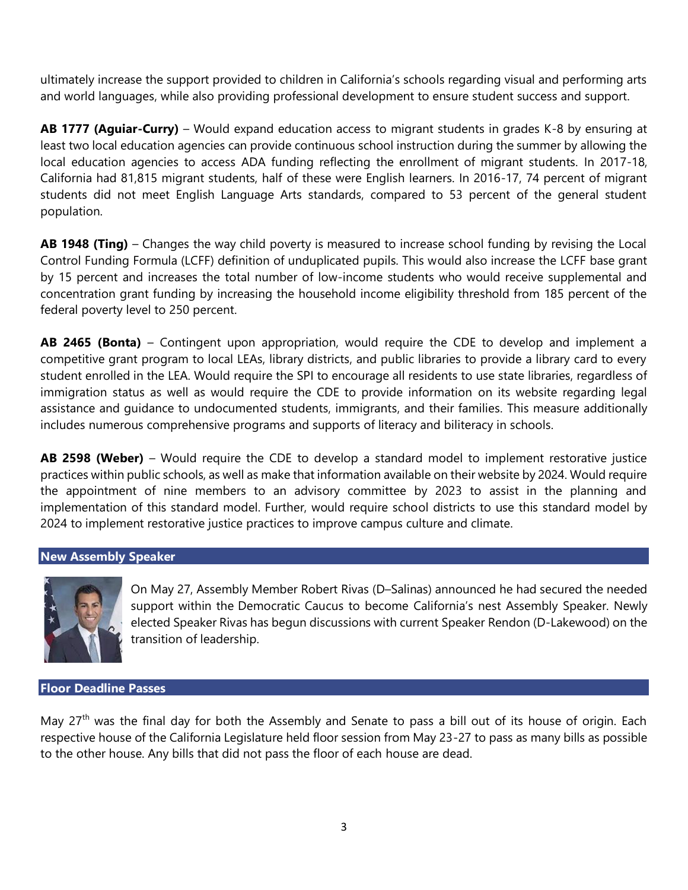ultimately increase the support provided to children in California's schools regarding visual and performing arts and world languages, while also providing professional development to ensure student success and support.

**AB 1777 (Aguiar-Curry)** – Would expand education access to migrant students in grades K-8 by ensuring at least two local education agencies can provide continuous school instruction during the summer by allowing the local education agencies to access ADA funding reflecting the enrollment of migrant students. In 2017-18, California had 81,815 migrant students, half of these were English learners. In 2016-17, 74 percent of migrant students did not meet English Language Arts standards, compared to 53 percent of the general student population.

**AB 1948 (Ting)** – Changes the way child poverty is measured to increase school funding by revising the Local Control Funding Formula (LCFF) definition of unduplicated pupils. This would also increase the LCFF base grant by 15 percent and increases the total number of low-income students who would receive supplemental and concentration grant funding by increasing the household income eligibility threshold from 185 percent of the federal poverty level to 250 percent.

**AB 2465 (Bonta)** – Contingent upon appropriation, would require the CDE to develop and implement a competitive grant program to local LEAs, library districts, and public libraries to provide a library card to every student enrolled in the LEA. Would require the SPI to encourage all residents to use state libraries, regardless of immigration status as well as would require the CDE to provide information on its website regarding legal assistance and guidance to undocumented students, immigrants, and their families. This measure additionally includes numerous comprehensive programs and supports of literacy and biliteracy in schools.

**AB 2598 (Weber)** – Would require the CDE to develop a standard model to implement restorative justice practices within public schools, as well as make that information available on their website by 2024. Would require the appointment of nine members to an advisory committee by 2023 to assist in the planning and implementation of this standard model. Further, would require school districts to use this standard model by 2024 to implement restorative justice practices to improve campus culture and climate.

## New Assembly Speaker

On May 27, Assembly Member Robert Rivas (D–Salinas) announced he had secured the needed support within the Democratic Caucus to become California's nest Assembly Speaker. Newly elected Speaker Rivas has begun discussions with current Speaker Rendon (D-Lakewood) on the transition of leadership.

## Floor Deadline Passes

May 27th was the final day for both the Assembly and Senate to pass a bill out of its house of origin. Each respective house of the California Legislature held floor session from May 23-27 to pass as many bills as possible to the other house. Any bills that did not pass the floor of each house are dead.